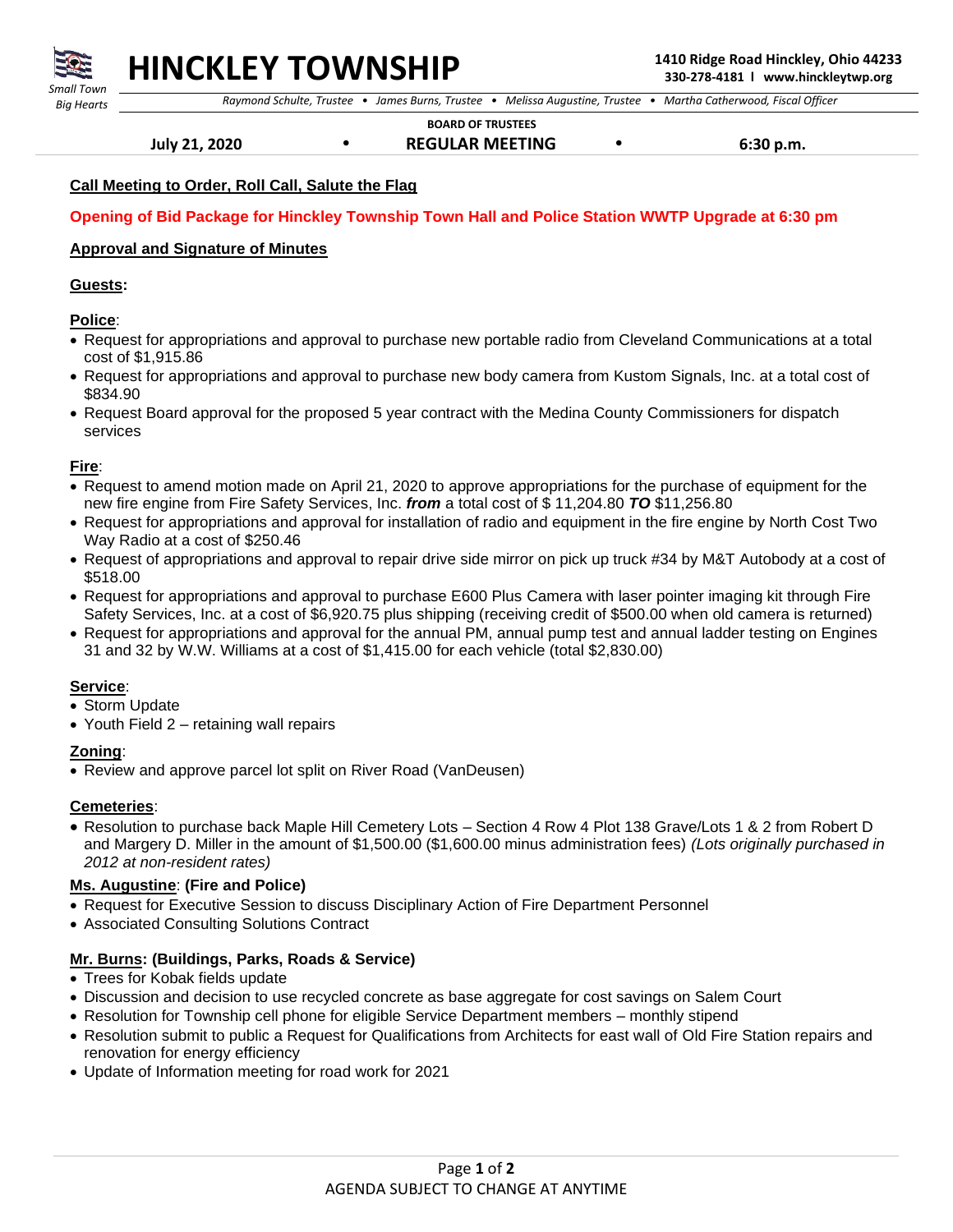# HINCKLEY TOWNSHIP

*Small Town Big Hearts*

**1410 Ridge Road Hinckley, Ohio 44233**
**330-278-4181 l www.hinckleytwp.org**

*Raymond Schulte, Trustee • James Burns, Trustee • Melissa Augustine, Trustee • Martha Catherwood, Fiscal Officer*

**BOARD OF TRUSTEES**

**July 21, 2020 • REGULAR MEETING • 6:30 p.m.**

**Call Meeting to Order, Roll Call, Salute the Flag**

**Opening of Bid Package for Hinckley Township Town Hall and Police Station WWTP Upgrade at 6:30 pm**

**Approval and Signature of Minutes**

**Guests:**

**Police**:
- Request for appropriations and approval to purchase new portable radio from Cleveland Communications at a total cost of $1,915.86
- Request for appropriations and approval to purchase new body camera from Kustom Signals, Inc. at a total cost of $834.90
- Request Board approval for the proposed 5 year contract with the Medina County Commissioners for dispatch services

**Fire**:
- Request to amend motion made on April 21, 2020 to approve appropriations for the purchase of equipment for the new fire engine from Fire Safety Services, Inc. ***from*** a total cost of $ 11,204.80 ***TO*** $11,256.80
- Request for appropriations and approval for installation of radio and equipment in the fire engine by North Cost Two Way Radio at a cost of $250.46
- Request of appropriations and approval to repair drive side mirror on pick up truck #34 by M&T Autobody at a cost of $518.00
- Request for appropriations and approval to purchase E600 Plus Camera with laser pointer imaging kit through Fire Safety Services, Inc. at a cost of $6,920.75 plus shipping (receiving credit of $500.00 when old camera is returned)
- Request for appropriations and approval for the annual PM, annual pump test and annual ladder testing on Engines 31 and 32 by W.W. Williams at a cost of $1,415.00 for each vehicle (total $2,830.00)

**Service**:
- Storm Update
- Youth Field 2 – retaining wall repairs

**Zoning**:
- Review and approve parcel lot split on River Road (VanDeusen)

**Cemeteries**:
- Resolution to purchase back Maple Hill Cemetery Lots – Section 4 Row 4 Plot 138 Grave/Lots 1 & 2 from Robert D and Margery D. Miller in the amount of $1,500.00 ($1,600.00 minus administration fees) *(Lots originally purchased in 2012 at non-resident rates)*

**Ms. Augustine**: **(Fire and Police)**
- Request for Executive Session to discuss Disciplinary Action of Fire Department Personnel
- Associated Consulting Solutions Contract

**Mr. Burns: (Buildings, Parks, Roads & Service)**
- Trees for Kobak fields update
- Discussion and decision to use recycled concrete as base aggregate for cost savings on Salem Court
- Resolution for Township cell phone for eligible Service Department members – monthly stipend
- Resolution submit to public a Request for Qualifications from Architects for east wall of Old Fire Station repairs and renovation for energy efficiency
- Update of Information meeting for road work for 2021

AGENDA SUBJECT TO CHANGE AT ANYTIME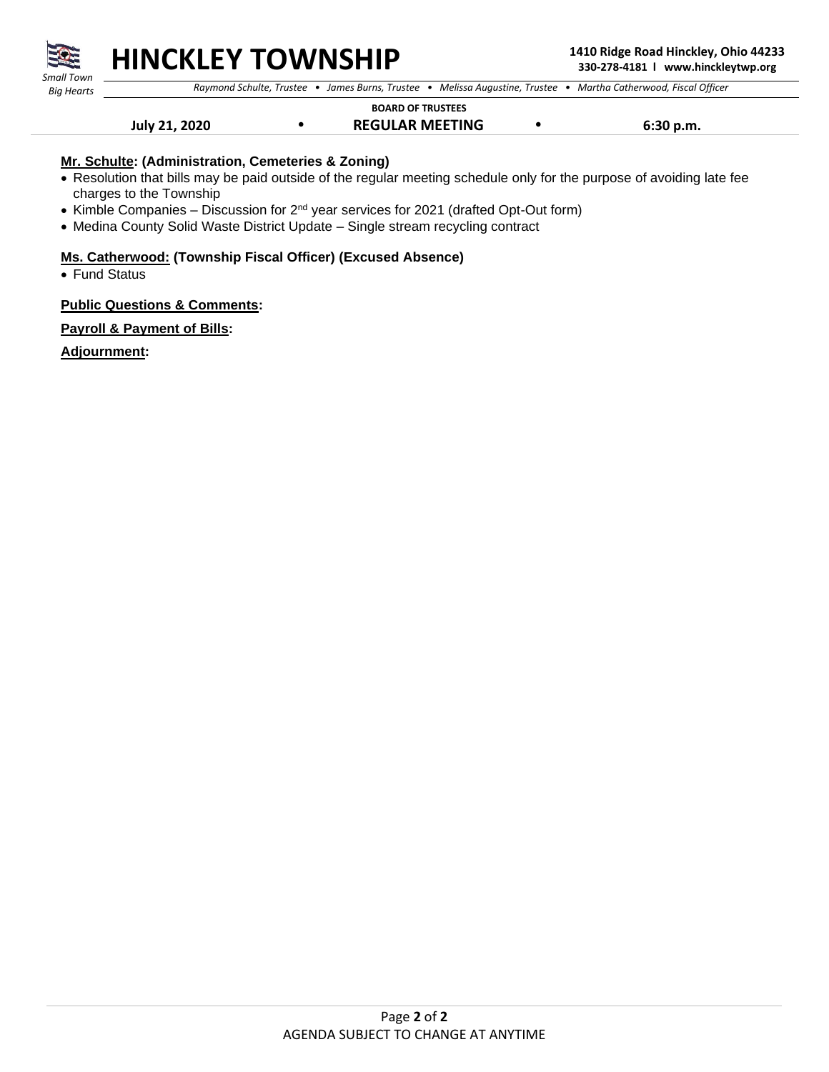**Mr. Schulte: (Administration, Cemeteries & Zoning)**

- Resolution that bills may be paid outside of the regular meeting schedule only for the purpose of avoiding late fee charges to the Township
- Kimble Companies – Discussion for 2nd year services for 2021 (drafted Opt-Out form)
- Medina County Solid Waste District Update – Single stream recycling contract

**Ms. Catherwood: (Township Fiscal Officer) (Excused Absence)**

- Fund Status

**Public Questions & Comments:**

**Payroll & Payment of Bills:**

**Adjournment:**

AGENDA SUBJECT TO CHANGE AT ANYTIME